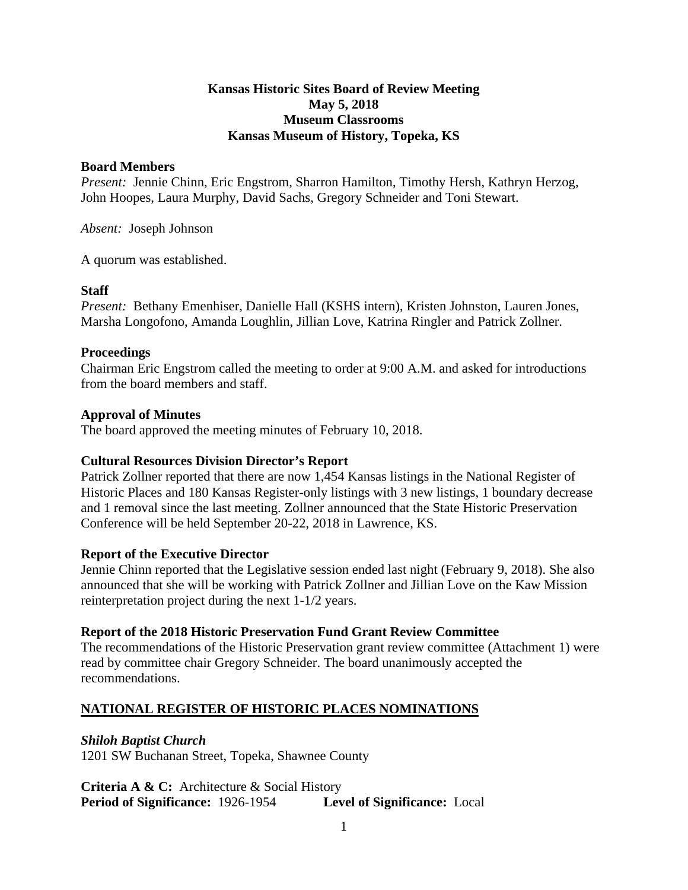**Kansas Historic Sites Board of Review Meeting**
**May 5, 2018**
**Museum Classrooms**
**Kansas Museum of History, Topeka, KS**

**Board Members**
*Present:* Jennie Chinn, Eric Engstrom, Sharron Hamilton, Timothy Hersh, Kathryn Herzog, John Hoopes, Laura Murphy, David Sachs, Gregory Schneider and Toni Stewart.

*Absent:* Joseph Johnson

A quorum was established.

**Staff**
*Present:* Bethany Emenhiser, Danielle Hall (KSHS intern), Kristen Johnston, Lauren Jones, Marsha Longofono, Amanda Loughlin, Jillian Love, Katrina Ringler and Patrick Zollner.

**Proceedings**
Chairman Eric Engstrom called the meeting to order at 9:00 A.M. and asked for introductions from the board members and staff.

**Approval of Minutes**
The board approved the meeting minutes of February 10, 2018.

**Cultural Resources Division Director's Report**
Patrick Zollner reported that there are now 1,454 Kansas listings in the National Register of Historic Places and 180 Kansas Register-only listings with 3 new listings, 1 boundary decrease and 1 removal since the last meeting. Zollner announced that the State Historic Preservation Conference will be held September 20-22, 2018 in Lawrence, KS.

**Report of the Executive Director**
Jennie Chinn reported that the Legislative session ended last night (February 9, 2018). She also announced that she will be working with Patrick Zollner and Jillian Love on the Kaw Mission reinterpretation project during the next 1-1/2 years.

**Report of the 2018 Historic Preservation Fund Grant Review Committee**
The recommendations of the Historic Preservation grant review committee (Attachment 1) were read by committee chair Gregory Schneider. The board unanimously accepted the recommendations.

## NATIONAL REGISTER OF HISTORIC PLACES NOMINATIONS

***Shiloh Baptist Church***
1201 SW Buchanan Street, Topeka, Shawnee County

**Criteria A & C:** Architecture & Social History
**Period of Significance:** 1926-1954 **Level of Significance:** Local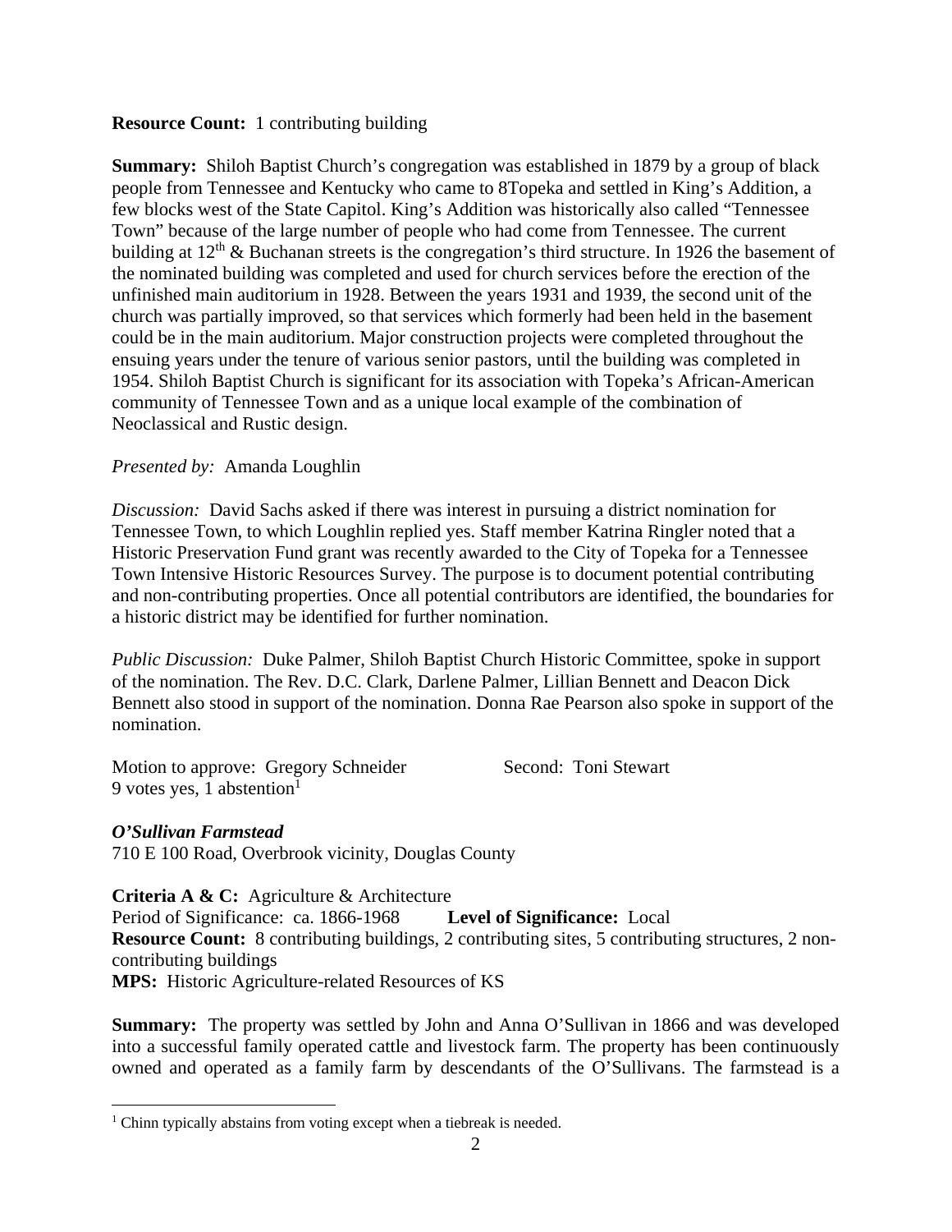**Resource Count:** 1 contributing building

**Summary:** Shiloh Baptist Church's congregation was established in 1879 by a group of black people from Tennessee and Kentucky who came to 8Topeka and settled in King's Addition, a few blocks west of the State Capitol. King's Addition was historically also called "Tennessee Town" because of the large number of people who had come from Tennessee. The current building at 12th & Buchanan streets is the congregation's third structure. In 1926 the basement of the nominated building was completed and used for church services before the erection of the unfinished main auditorium in 1928. Between the years 1931 and 1939, the second unit of the church was partially improved, so that services which formerly had been held in the basement could be in the main auditorium. Major construction projects were completed throughout the ensuing years under the tenure of various senior pastors, until the building was completed in 1954. Shiloh Baptist Church is significant for its association with Topeka's African-American community of Tennessee Town and as a unique local example of the combination of Neoclassical and Rustic design.

*Presented by:* Amanda Loughlin

*Discussion:* David Sachs asked if there was interest in pursuing a district nomination for Tennessee Town, to which Loughlin replied yes. Staff member Katrina Ringler noted that a Historic Preservation Fund grant was recently awarded to the City of Topeka for a Tennessee Town Intensive Historic Resources Survey. The purpose is to document potential contributing and non-contributing properties. Once all potential contributors are identified, the boundaries for a historic district may be identified for further nomination.

*Public Discussion:* Duke Palmer, Shiloh Baptist Church Historic Committee, spoke in support of the nomination. The Rev. D.C. Clark, Darlene Palmer, Lillian Bennett and Deacon Dick Bennett also stood in support of the nomination. Donna Rae Pearson also spoke in support of the nomination.

Motion to approve: Gregory Schneider Second: Toni Stewart
9 votes yes, 1 abstention[1]

***O'Sullivan Farmstead***
710 E 100 Road, Overbrook vicinity, Douglas County

**Criteria A & C:** Agriculture & Architecture
Period of Significance: ca. 1866-1968 **Level of Significance:** Local
**Resource Count:** 8 contributing buildings, 2 contributing sites, 5 contributing structures, 2 non-contributing buildings
**MPS:** Historic Agriculture-related Resources of KS

**Summary:** The property was settled by John and Anna O'Sullivan in 1866 and was developed into a successful family operated cattle and livestock farm. The property has been continuously owned and operated as a family farm by descendants of the O'Sullivans. The farmstead is a

[1] Chinn typically abstains from voting except when a tiebreak is needed.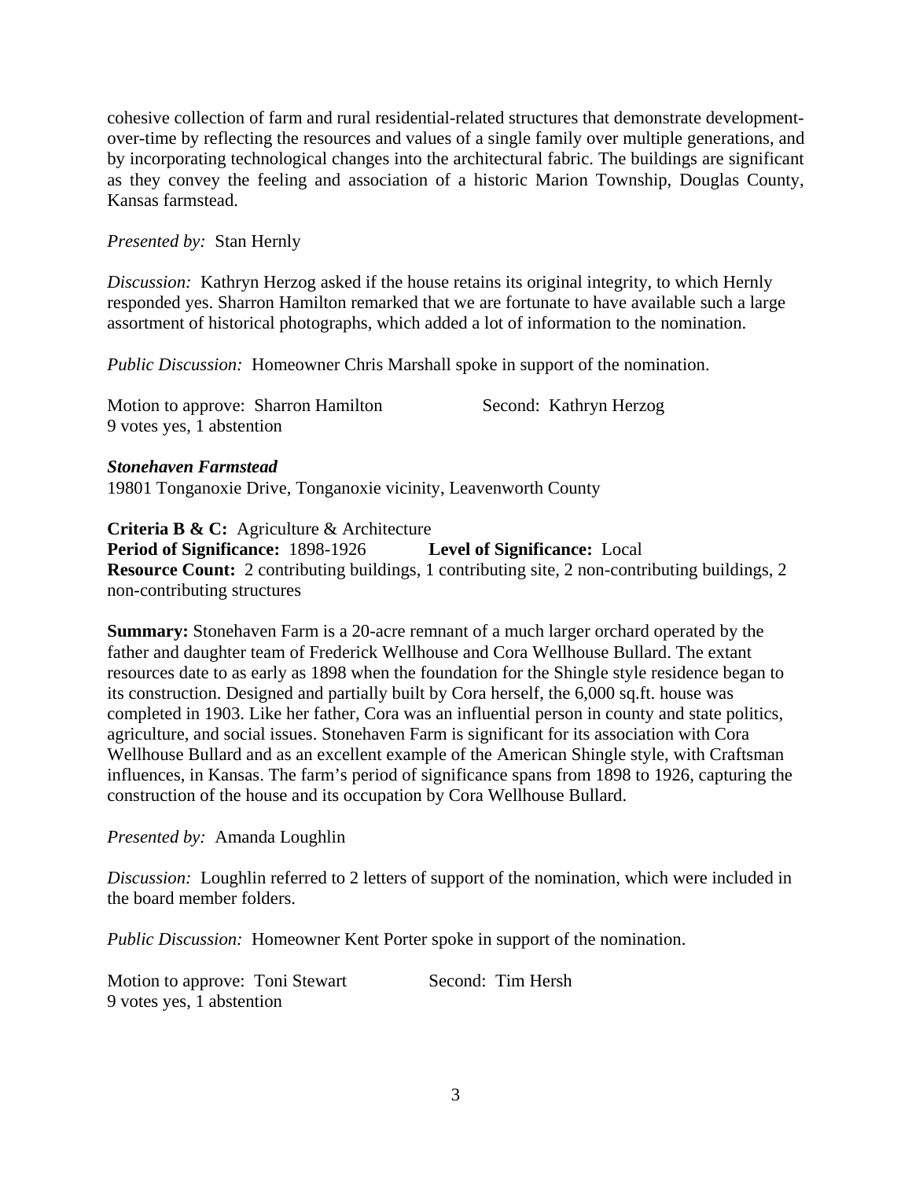cohesive collection of farm and rural residential-related structures that demonstrate development-over-time by reflecting the resources and values of a single family over multiple generations, and by incorporating technological changes into the architectural fabric. The buildings are significant as they convey the feeling and association of a historic Marion Township, Douglas County, Kansas farmstead.

*Presented by:* Stan Hernly

*Discussion:* Kathryn Herzog asked if the house retains its original integrity, to which Hernly responded yes. Sharron Hamilton remarked that we are fortunate to have available such a large assortment of historical photographs, which added a lot of information to the nomination.

*Public Discussion:* Homeowner Chris Marshall spoke in support of the nomination.

Motion to approve: Sharron Hamilton　　　　Second: Kathryn Herzog
9 votes yes, 1 abstention

***Stonehaven Farmstead***
19801 Tonganoxie Drive, Tonganoxie vicinity, Leavenworth County

**Criteria B & C:** Agriculture & Architecture
**Period of Significance:** 1898-1926　　　**Level of Significance:** Local
**Resource Count:** 2 contributing buildings, 1 contributing site, 2 non-contributing buildings, 2 non-contributing structures

**Summary:** Stonehaven Farm is a 20-acre remnant of a much larger orchard operated by the father and daughter team of Frederick Wellhouse and Cora Wellhouse Bullard. The extant resources date to as early as 1898 when the foundation for the Shingle style residence began to its construction. Designed and partially built by Cora herself, the 6,000 sq.ft. house was completed in 1903. Like her father, Cora was an influential person in county and state politics, agriculture, and social issues. Stonehaven Farm is significant for its association with Cora Wellhouse Bullard and as an excellent example of the American Shingle style, with Craftsman influences, in Kansas. The farm's period of significance spans from 1898 to 1926, capturing the construction of the house and its occupation by Cora Wellhouse Bullard.

*Presented by:* Amanda Loughlin

*Discussion:* Loughlin referred to 2 letters of support of the nomination, which were included in the board member folders.

*Public Discussion:* Homeowner Kent Porter spoke in support of the nomination.

Motion to approve: Toni Stewart　　　　Second: Tim Hersh
9 votes yes, 1 abstention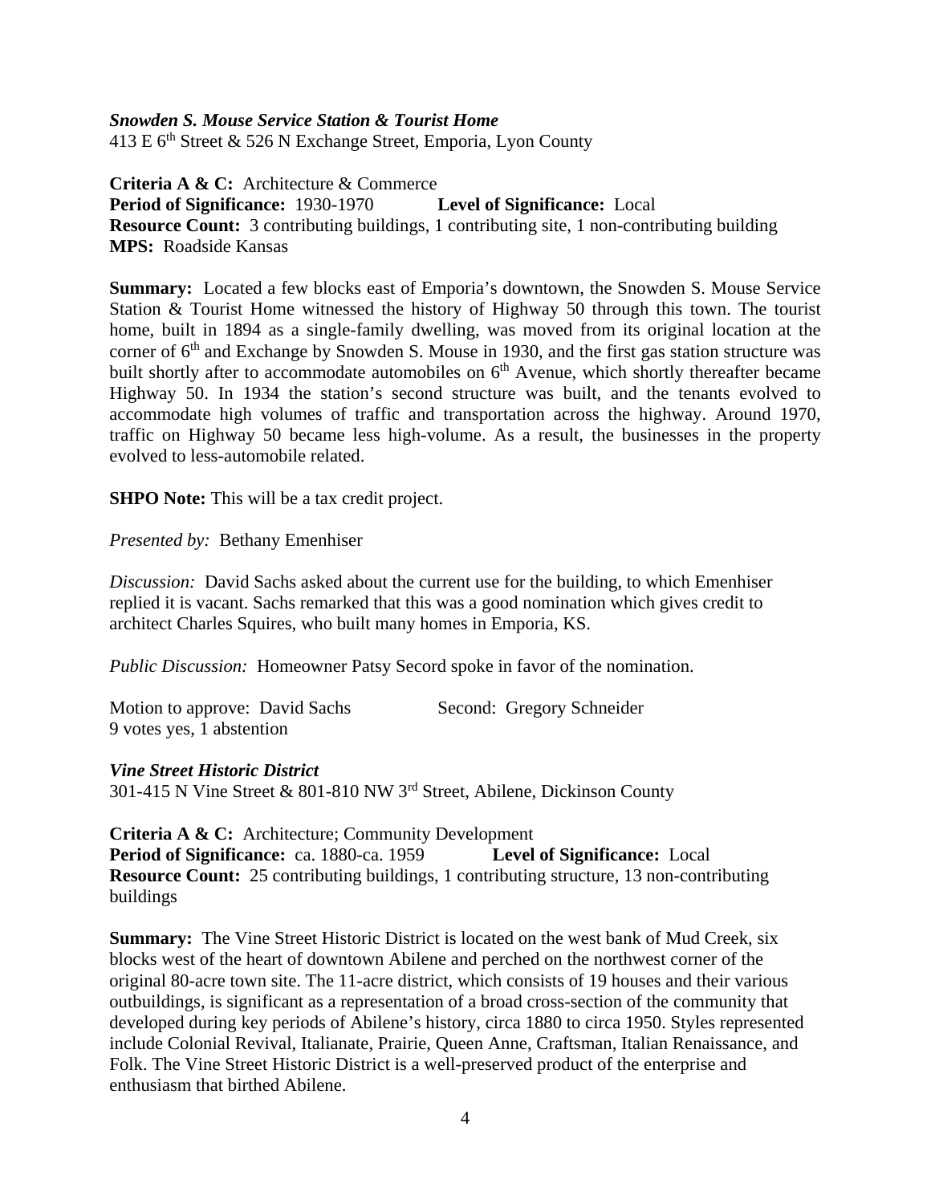***Snowden S. Mouse Service Station & Tourist Home***
413 E 6th Street & 526 N Exchange Street, Emporia, Lyon County

**Criteria A & C:** Architecture & Commerce
**Period of Significance:** 1930-1970 **Level of Significance:** Local
**Resource Count:** 3 contributing buildings, 1 contributing site, 1 non-contributing building
**MPS:** Roadside Kansas

**Summary:** Located a few blocks east of Emporia's downtown, the Snowden S. Mouse Service Station & Tourist Home witnessed the history of Highway 50 through this town. The tourist home, built in 1894 as a single-family dwelling, was moved from its original location at the corner of 6th and Exchange by Snowden S. Mouse in 1930, and the first gas station structure was built shortly after to accommodate automobiles on 6th Avenue, which shortly thereafter became Highway 50. In 1934 the station's second structure was built, and the tenants evolved to accommodate high volumes of traffic and transportation across the highway. Around 1970, traffic on Highway 50 became less high-volume. As a result, the businesses in the property evolved to less-automobile related.

**SHPO Note:** This will be a tax credit project.

*Presented by:* Bethany Emenhiser

*Discussion:* David Sachs asked about the current use for the building, to which Emenhiser replied it is vacant. Sachs remarked that this was a good nomination which gives credit to architect Charles Squires, who built many homes in Emporia, KS.

*Public Discussion:* Homeowner Patsy Secord spoke in favor of the nomination.

Motion to approve: David Sachs Second: Gregory Schneider
9 votes yes, 1 abstention

***Vine Street Historic District***
301-415 N Vine Street & 801-810 NW 3rd Street, Abilene, Dickinson County

**Criteria A & C:** Architecture; Community Development
**Period of Significance:** ca. 1880-ca. 1959 **Level of Significance:** Local
**Resource Count:** 25 contributing buildings, 1 contributing structure, 13 non-contributing buildings

**Summary:** The Vine Street Historic District is located on the west bank of Mud Creek, six blocks west of the heart of downtown Abilene and perched on the northwest corner of the original 80-acre town site. The 11-acre district, which consists of 19 houses and their various outbuildings, is significant as a representation of a broad cross-section of the community that developed during key periods of Abilene's history, circa 1880 to circa 1950. Styles represented include Colonial Revival, Italianate, Prairie, Queen Anne, Craftsman, Italian Renaissance, and Folk. The Vine Street Historic District is a well-preserved product of the enterprise and enthusiasm that birthed Abilene.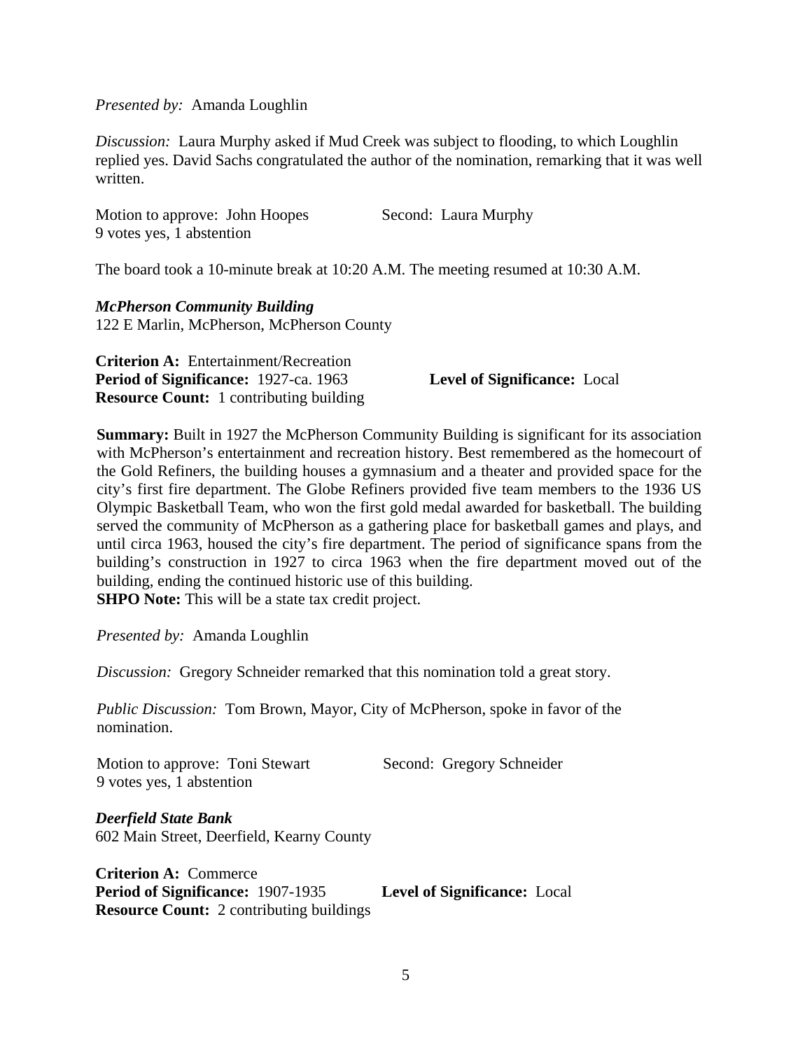*Presented by:* Amanda Loughlin

*Discussion:* Laura Murphy asked if Mud Creek was subject to flooding, to which Loughlin replied yes. David Sachs congratulated the author of the nomination, remarking that it was well written.

Motion to approve: John Hoopes Second: Laura Murphy
9 votes yes, 1 abstention

The board took a 10-minute break at 10:20 A.M. The meeting resumed at 10:30 A.M.

***McPherson Community Building***
122 E Marlin, McPherson, McPherson County

**Criterion A:** Entertainment/Recreation
**Period of Significance:** 1927-ca. 1963 **Level of Significance:** Local
**Resource Count:** 1 contributing building

**Summary:** Built in 1927 the McPherson Community Building is significant for its association with McPherson's entertainment and recreation history. Best remembered as the homecourt of the Gold Refiners, the building houses a gymnasium and a theater and provided space for the city's first fire department. The Globe Refiners provided five team members to the 1936 US Olympic Basketball Team, who won the first gold medal awarded for basketball. The building served the community of McPherson as a gathering place for basketball games and plays, and until circa 1963, housed the city's fire department. The period of significance spans from the building's construction in 1927 to circa 1963 when the fire department moved out of the building, ending the continued historic use of this building.
**SHPO Note:** This will be a state tax credit project.

*Presented by:* Amanda Loughlin

*Discussion:* Gregory Schneider remarked that this nomination told a great story.

*Public Discussion:* Tom Brown, Mayor, City of McPherson, spoke in favor of the nomination.

Motion to approve: Toni Stewart Second: Gregory Schneider
9 votes yes, 1 abstention

***Deerfield State Bank***
602 Main Street, Deerfield, Kearny County

**Criterion A:** Commerce
**Period of Significance:** 1907-1935 **Level of Significance:** Local
**Resource Count:** 2 contributing buildings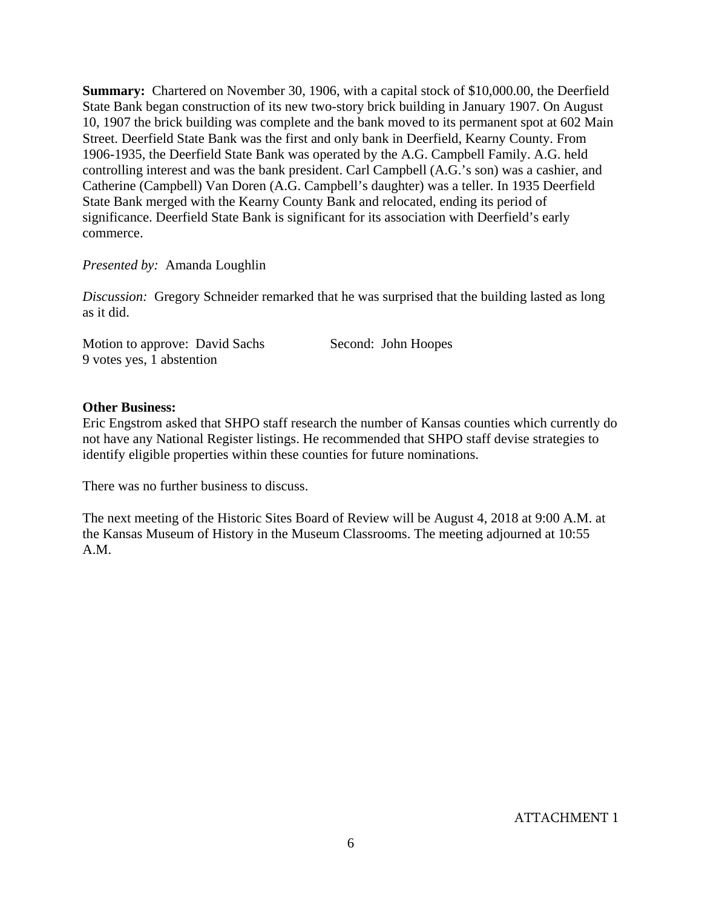**Summary:** Chartered on November 30, 1906, with a capital stock of $10,000.00, the Deerfield State Bank began construction of its new two-story brick building in January 1907. On August 10, 1907 the brick building was complete and the bank moved to its permanent spot at 602 Main Street. Deerfield State Bank was the first and only bank in Deerfield, Kearny County. From 1906-1935, the Deerfield State Bank was operated by the A.G. Campbell Family. A.G. held controlling interest and was the bank president. Carl Campbell (A.G.'s son) was a cashier, and Catherine (Campbell) Van Doren (A.G. Campbell's daughter) was a teller. In 1935 Deerfield State Bank merged with the Kearny County Bank and relocated, ending its period of significance. Deerfield State Bank is significant for its association with Deerfield's early commerce.

*Presented by:* Amanda Loughlin

*Discussion:* Gregory Schneider remarked that he was surprised that the building lasted as long as it did.

Motion to approve: David Sachs Second: John Hoopes
9 votes yes, 1 abstention

**Other Business:**
Eric Engstrom asked that SHPO staff research the number of Kansas counties which currently do not have any National Register listings. He recommended that SHPO staff devise strategies to identify eligible properties within these counties for future nominations.

There was no further business to discuss.

The next meeting of the Historic Sites Board of Review will be August 4, 2018 at 9:00 A.M. at the Kansas Museum of History in the Museum Classrooms. The meeting adjourned at 10:55 A.M.

ATTACHMENT 1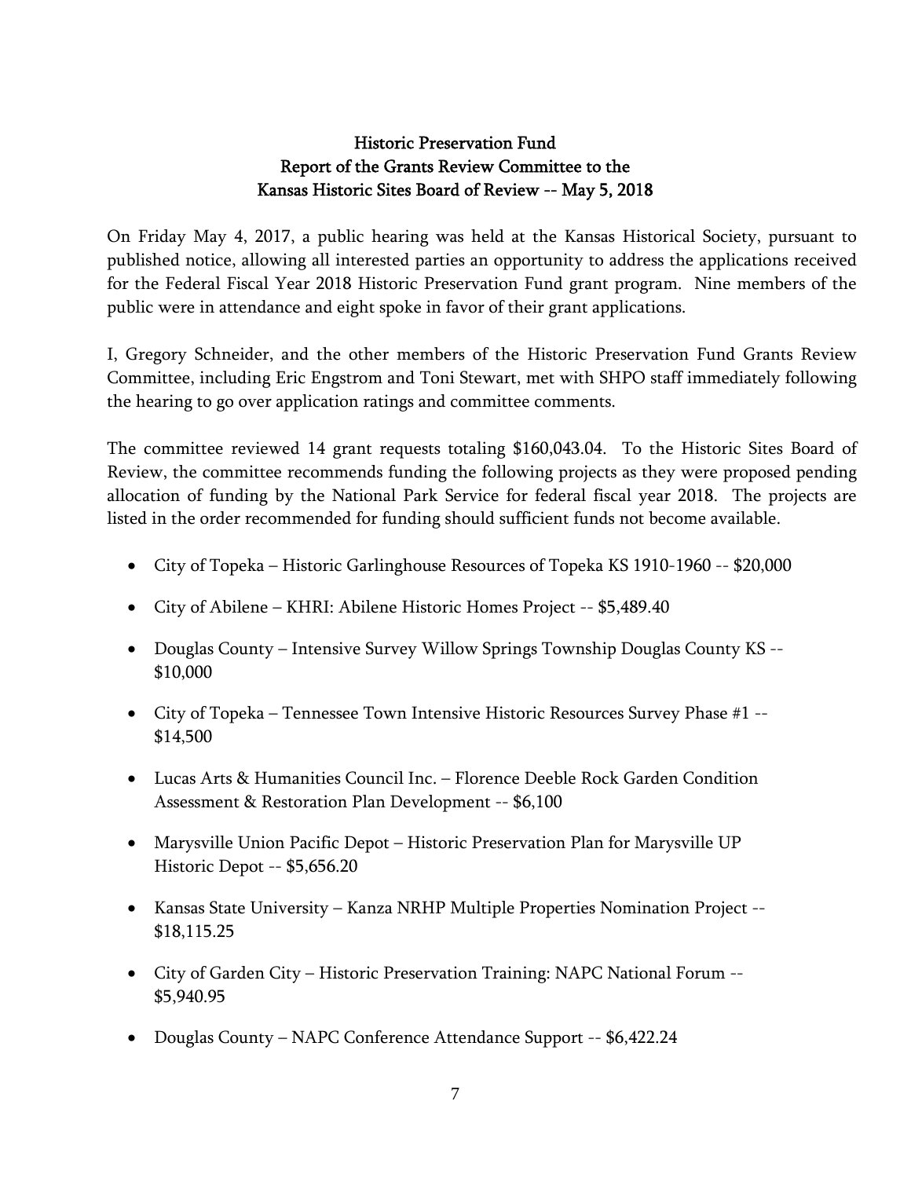## Historic Preservation Fund
## Report of the Grants Review Committee to the
## Kansas Historic Sites Board of Review -- May 5, 2018

On Friday May 4, 2017, a public hearing was held at the Kansas Historical Society, pursuant to published notice, allowing all interested parties an opportunity to address the applications received for the Federal Fiscal Year 2018 Historic Preservation Fund grant program. Nine members of the public were in attendance and eight spoke in favor of their grant applications.

I, Gregory Schneider, and the other members of the Historic Preservation Fund Grants Review Committee, including Eric Engstrom and Toni Stewart, met with SHPO staff immediately following the hearing to go over application ratings and committee comments.

The committee reviewed 14 grant requests totaling $160,043.04. To the Historic Sites Board of Review, the committee recommends funding the following projects as they were proposed pending allocation of funding by the National Park Service for federal fiscal year 2018. The projects are listed in the order recommended for funding should sufficient funds not become available.

- City of Topeka – Historic Garlinghouse Resources of Topeka KS 1910-1960 -- $20,000
- City of Abilene – KHRI: Abilene Historic Homes Project -- $5,489.40
- Douglas County – Intensive Survey Willow Springs Township Douglas County KS -- $10,000
- City of Topeka – Tennessee Town Intensive Historic Resources Survey Phase #1 -- $14,500
- Lucas Arts & Humanities Council Inc. – Florence Deeble Rock Garden Condition Assessment & Restoration Plan Development -- $6,100
- Marysville Union Pacific Depot – Historic Preservation Plan for Marysville UP Historic Depot -- $5,656.20
- Kansas State University – Kanza NRHP Multiple Properties Nomination Project -- $18,115.25
- City of Garden City – Historic Preservation Training: NAPC National Forum -- $5,940.95
- Douglas County – NAPC Conference Attendance Support -- $6,422.24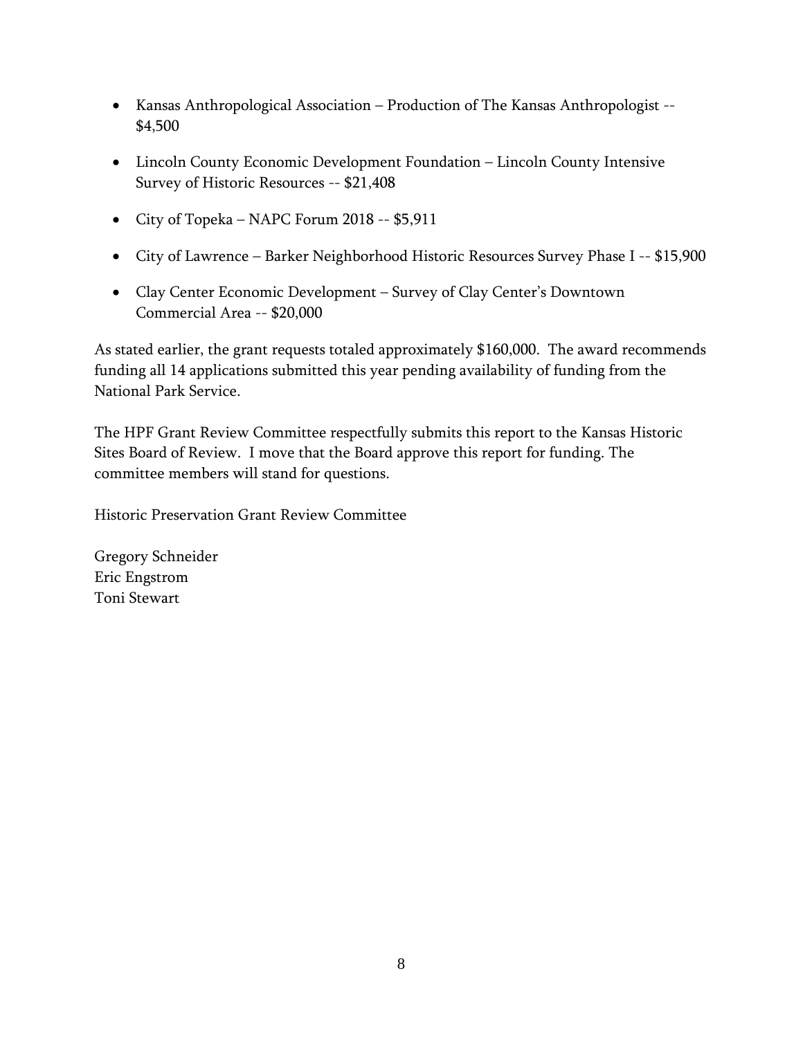- Kansas Anthropological Association – Production of The Kansas Anthropologist -- $4,500

- Lincoln County Economic Development Foundation – Lincoln County Intensive Survey of Historic Resources -- $21,408

- City of Topeka – NAPC Forum 2018 -- $5,911

- City of Lawrence – Barker Neighborhood Historic Resources Survey Phase I -- $15,900

- Clay Center Economic Development – Survey of Clay Center's Downtown Commercial Area -- $20,000

As stated earlier, the grant requests totaled approximately $160,000. The award recommends funding all 14 applications submitted this year pending availability of funding from the National Park Service.

The HPF Grant Review Committee respectfully submits this report to the Kansas Historic Sites Board of Review. I move that the Board approve this report for funding. The committee members will stand for questions.

Historic Preservation Grant Review Committee

Gregory Schneider
Eric Engstrom
Toni Stewart